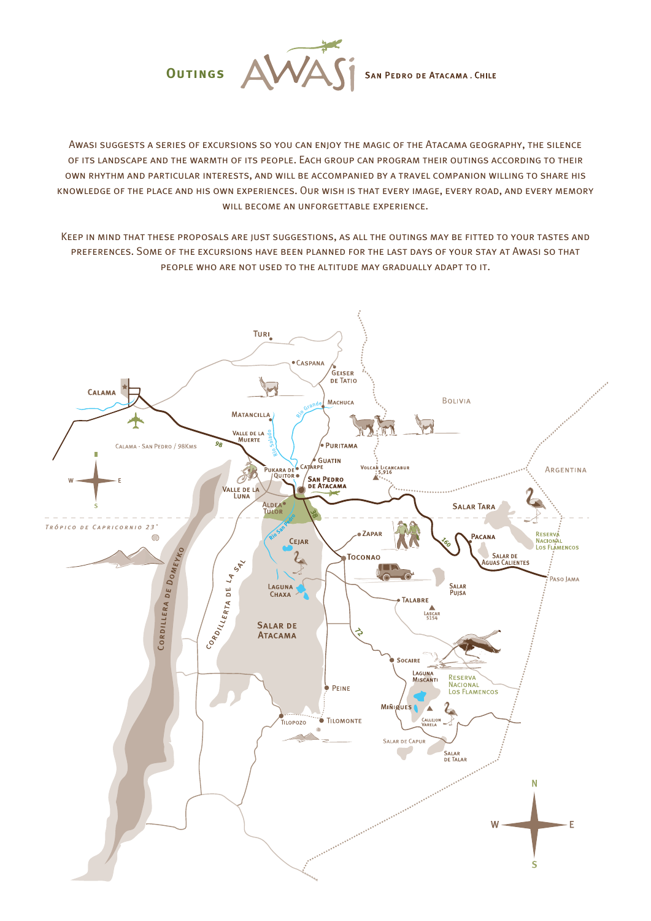# Outings AWASI San Pedro de Atacama . Chile

Awasi suggests a series of excursions so you can enjoy the magic of the Atacama geography, the silence of its landscape and the warmth of its people. Each group can program their outings according to their own rhythm and particular interests, and will be accompanied by a travel companion willing to share his knowledge of the place and his own experiences. Our wish is that every image, every road, and every memory will become an unforgettable experience.

Keep in mind that these proposals are just suggestions, as all the outings may be fitted to your tastes and preferences. Some of the excursions have been planned for the last days of your stay at Awasi so that people who are not used to the altitude may gradually adapt to it.

Turi
Caspana
Geiser de Tatio
Calama
Machuca
Bolivia
Matancilla
Río Grande
Valle de la Muerte
Río Salado
Puritama
Calama - San Pedro / 98Kms
98
Guatin
Catarpe
Volcán Licancabur 5,916
Argentina
Pukara de Quitor
San Pedro de Atacama
W E S
Valle de la Luna
Aldea Tulor
38
Salar Tara
Trópico de Capricornio 23°
Río San Pedro
Zapar
Pacana
Reserva Nacional Los Flamencos
160
Cejar
Salar de Aguas Calientes
Toconao
Paso Jama
Cordillera de Domeyko
Cordillerta de la Sal
Laguna Chaxa
Salar Pujsa
Talabre
Lascar 5154
Salar de Atacama
72
Socaire
Laguna Miscanti
Reserva Nacional Los Flamencos
Peine
Miñiques
Callejon Varela
Tilopozo
Tilomonte
Salar de Capur
Salar de Talar
N W E S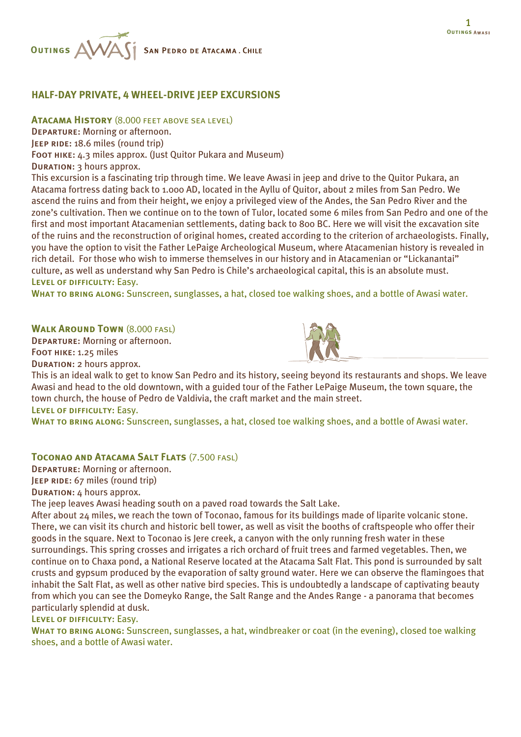## HALF-DAY PRIVATE, 4 WHEEL-DRIVE JEEP EXCURSIONS

### Atacama History (8.000 feet above sea level)

**Departure:** Morning or afternoon.
**Jeep ride:** 18.6 miles (round trip)
**Foot hike:** 4.3 miles approx. (Just Quitor Pukara and Museum)
**Duration:** 3 hours approx.

This excursion is a fascinating trip through time. We leave Awasi in jeep and drive to the Quitor Pukara, an Atacama fortress dating back to 1.000 AD, located in the Ayllu of Quitor, about 2 miles from San Pedro. We ascend the ruins and from their height, we enjoy a privileged view of the Andes, the San Pedro River and the zone's cultivation. Then we continue on to the town of Tulor, located some 6 miles from San Pedro and one of the first and most important Atacamenian settlements, dating back to 800 BC. Here we will visit the excavation site of the ruins and the reconstruction of original homes, created according to the criterion of archaeologists. Finally, you have the option to visit the Father LePaige Archeological Museum, where Atacamenian history is revealed in rich detail. For those who wish to immerse themselves in our history and in Atacamenian or "Lickanantai" culture, as well as understand why San Pedro is Chile's archaeological capital, this is an absolute must.

**Level of difficulty:** Easy.
**What to bring along:** Sunscreen, sunglasses, a hat, closed toe walking shoes, and a bottle of Awasi water.

### Walk Around Town (8.000 fasl)

**Departure:** Morning or afternoon.
**Foot hike:** 1.25 miles
**Duration:** 2 hours approx.

This is an ideal walk to get to know San Pedro and its history, seeing beyond its restaurants and shops. We leave Awasi and head to the old downtown, with a guided tour of the Father LePaige Museum, the town square, the town church, the house of Pedro de Valdivia, the craft market and the main street.

**Level of difficulty:** Easy.
**What to bring along:** Sunscreen, sunglasses, a hat, closed toe walking shoes, and a bottle of Awasi water.

### Toconao and Atacama Salt Flats (7.500 fasl)

**Departure:** Morning or afternoon.
**Jeep ride:** 67 miles (round trip)
**Duration:** 4 hours approx.

The jeep leaves Awasi heading south on a paved road towards the Salt Lake.

After about 24 miles, we reach the town of Toconao, famous for its buildings made of liparite volcanic stone. There, we can visit its church and historic bell tower, as well as visit the booths of craftspeople who offer their goods in the square. Next to Toconao is Jere creek, a canyon with the only running fresh water in these surroundings. This spring crosses and irrigates a rich orchard of fruit trees and farmed vegetables. Then, we continue on to Chaxa pond, a National Reserve located at the Atacama Salt Flat. This pond is surrounded by salt crusts and gypsum produced by the evaporation of salty ground water. Here we can observe the flamingoes that inhabit the Salt Flat, as well as other native bird species. This is undoubtedly a landscape of captivating beauty from which you can see the Domeyko Range, the Salt Range and the Andes Range - a panorama that becomes particularly splendid at dusk.

**Level of difficulty:** Easy.
**What to bring along:** Sunscreen, sunglasses, a hat, windbreaker or coat (in the evening), closed toe walking shoes, and a bottle of Awasi water.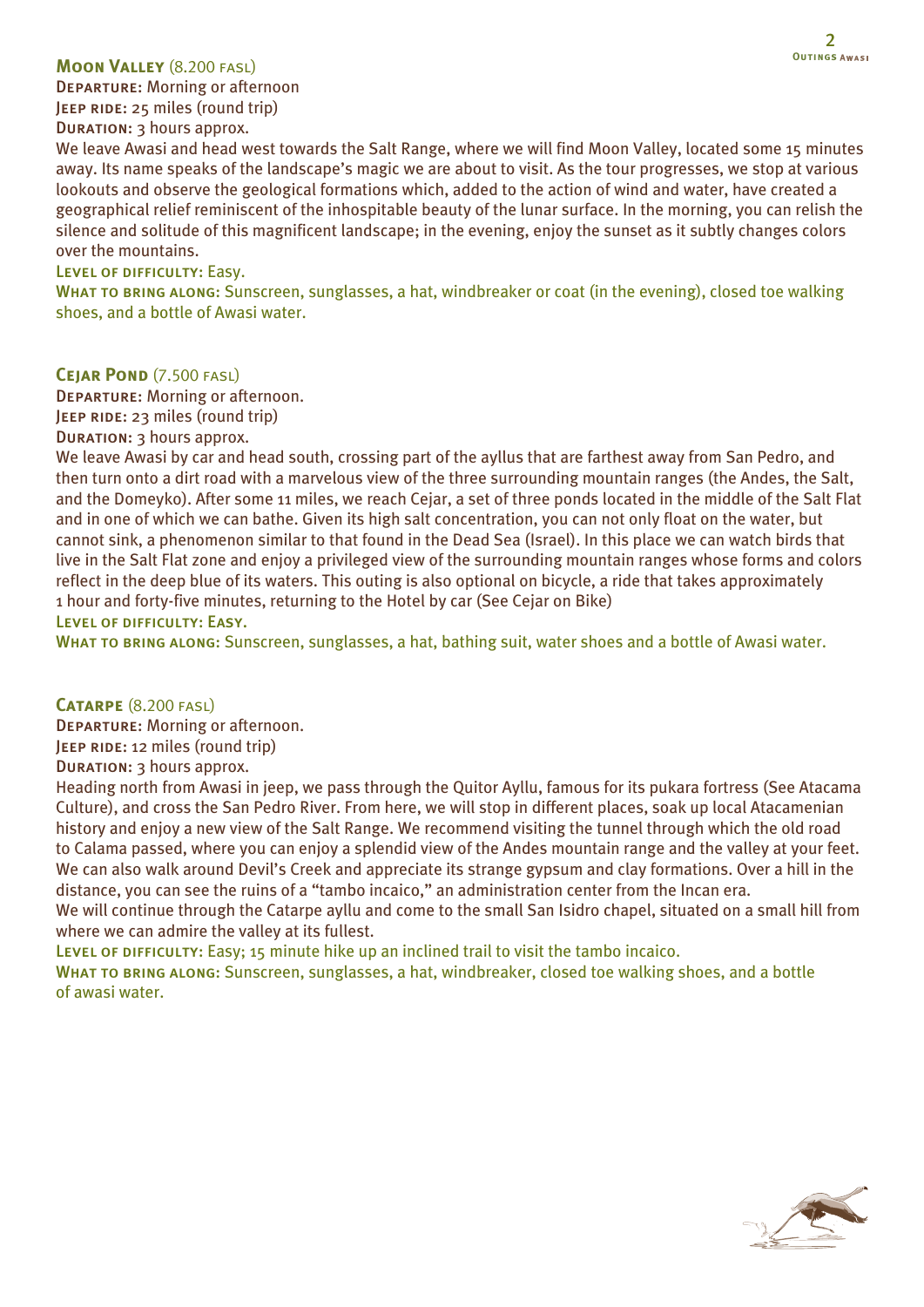## Moon Valley (8.200 FASL)

**Departure:** Morning or afternoon
**Jeep ride:** 25 miles (round trip)
**Duration:** 3 hours approx.

We leave Awasi and head west towards the Salt Range, where we will find Moon Valley, located some 15 minutes away. Its name speaks of the landscape's magic we are about to visit. As the tour progresses, we stop at various lookouts and observe the geological formations which, added to the action of wind and water, have created a geographical relief reminiscent of the inhospitable beauty of the lunar surface. In the morning, you can relish the silence and solitude of this magnificent landscape; in the evening, enjoy the sunset as it subtly changes colors over the mountains.

**Level of difficulty:** Easy.

**What to bring along:** Sunscreen, sunglasses, a hat, windbreaker or coat (in the evening), closed toe walking shoes, and a bottle of Awasi water.

## Cejar Pond (7.500 FASL)

**Departure:** Morning or afternoon.
**Jeep ride:** 23 miles (round trip)
**Duration:** 3 hours approx.

We leave Awasi by car and head south, crossing part of the ayllus that are farthest away from San Pedro, and then turn onto a dirt road with a marvelous view of the three surrounding mountain ranges (the Andes, the Salt, and the Domeyko). After some 11 miles, we reach Cejar, a set of three ponds located in the middle of the Salt Flat and in one of which we can bathe. Given its high salt concentration, you can not only float on the water, but cannot sink, a phenomenon similar to that found in the Dead Sea (Israel). In this place we can watch birds that live in the Salt Flat zone and enjoy a privileged view of the surrounding mountain ranges whose forms and colors reflect in the deep blue of its waters. This outing is also optional on bicycle, a ride that takes approximately 1 hour and forty-five minutes, returning to the Hotel by car (See Cejar on Bike)

**Level of difficulty:** Easy.

**What to bring along:** Sunscreen, sunglasses, a hat, bathing suit, water shoes and a bottle of Awasi water.

## Catarpe (8.200 FASL)

**Departure:** Morning or afternoon.
**Jeep ride:** 12 miles (round trip)
**Duration:** 3 hours approx.

Heading north from Awasi in jeep, we pass through the Quitor Ayllu, famous for its pukara fortress (See Atacama Culture), and cross the San Pedro River. From here, we will stop in different places, soak up local Atacamenian history and enjoy a new view of the Salt Range. We recommend visiting the tunnel through which the old road to Calama passed, where you can enjoy a splendid view of the Andes mountain range and the valley at your feet. We can also walk around Devil's Creek and appreciate its strange gypsum and clay formations. Over a hill in the distance, you can see the ruins of a "tambo incaico," an administration center from the Incan era.

We will continue through the Catarpe ayllu and come to the small San Isidro chapel, situated on a small hill from where we can admire the valley at its fullest.

**Level of difficulty:** Easy; 15 minute hike up an inclined trail to visit the tambo incaico.

**What to bring along:** Sunscreen, sunglasses, a hat, windbreaker, closed toe walking shoes, and a bottle of awasi water.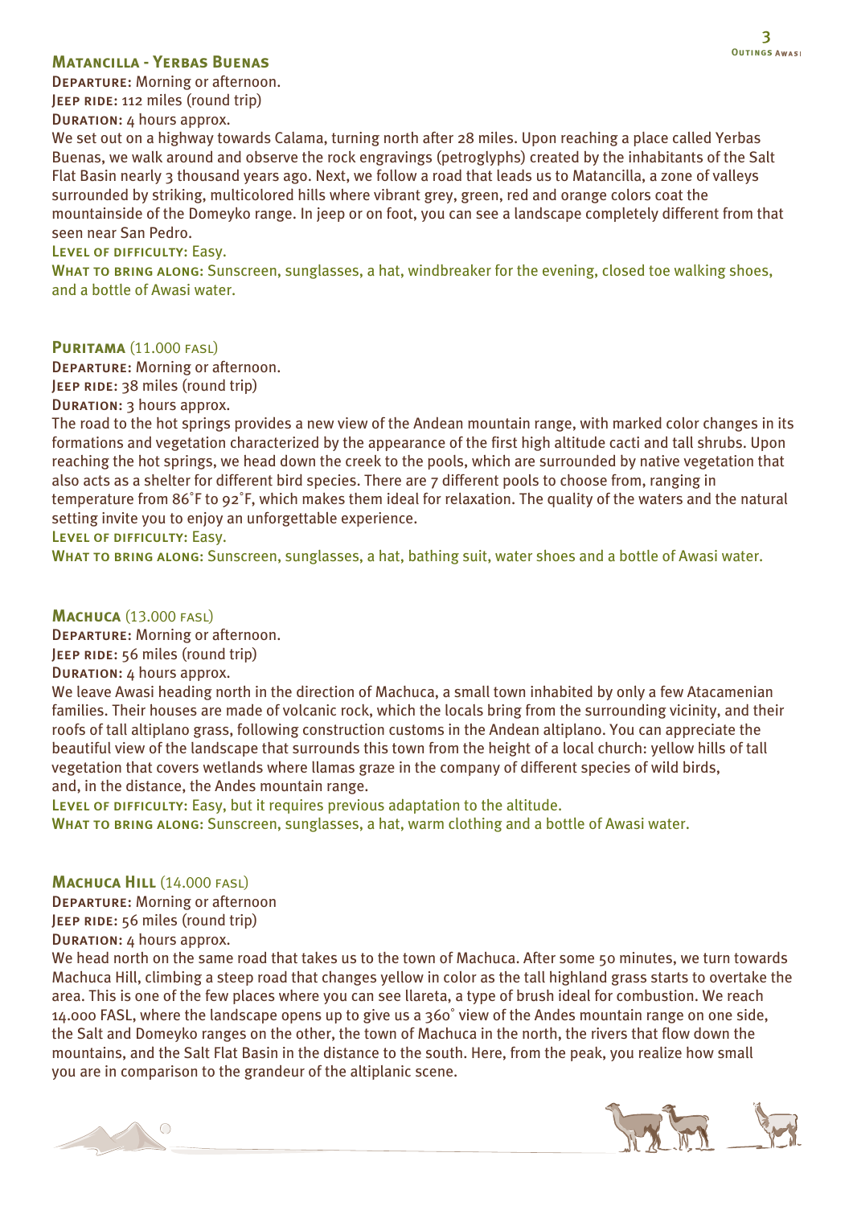## Matancilla - Yerbas Buenas

**Departure:** Morning or afternoon.
**Jeep ride:** 112 miles (round trip)
**Duration:** 4 hours approx.

We set out on a highway towards Calama, turning north after 28 miles. Upon reaching a place called Yerbas Buenas, we walk around and observe the rock engravings (petroglyphs) created by the inhabitants of the Salt Flat Basin nearly 3 thousand years ago. Next, we follow a road that leads us to Matancilla, a zone of valleys surrounded by striking, multicolored hills where vibrant grey, green, red and orange colors coat the mountainside of the Domeyko range. In jeep or on foot, you can see a landscape completely different from that seen near San Pedro.

**Level of difficulty:** Easy.
**What to bring along:** Sunscreen, sunglasses, a hat, windbreaker for the evening, closed toe walking shoes, and a bottle of Awasi water.

## Puritama (11.000 FASL)

**Departure:** Morning or afternoon.
**Jeep ride:** 38 miles (round trip)
**Duration:** 3 hours approx.

The road to the hot springs provides a new view of the Andean mountain range, with marked color changes in its formations and vegetation characterized by the appearance of the first high altitude cacti and tall shrubs. Upon reaching the hot springs, we head down the creek to the pools, which are surrounded by native vegetation that also acts as a shelter for different bird species. There are 7 different pools to choose from, ranging in temperature from 86˚F to 92˚F, which makes them ideal for relaxation. The quality of the waters and the natural setting invite you to enjoy an unforgettable experience.

**Level of difficulty:** Easy.
**What to bring along:** Sunscreen, sunglasses, a hat, bathing suit, water shoes and a bottle of Awasi water.

## Machuca (13.000 FASL)

**Departure:** Morning or afternoon.
**Jeep ride:** 56 miles (round trip)
**Duration:** 4 hours approx.

We leave Awasi heading north in the direction of Machuca, a small town inhabited by only a few Atacamenian families. Their houses are made of volcanic rock, which the locals bring from the surrounding vicinity, and their roofs of tall altiplano grass, following construction customs in the Andean altiplano. You can appreciate the beautiful view of the landscape that surrounds this town from the height of a local church: yellow hills of tall vegetation that covers wetlands where llamas graze in the company of different species of wild birds, and, in the distance, the Andes mountain range.

**Level of difficulty:** Easy, but it requires previous adaptation to the altitude.
**What to bring along:** Sunscreen, sunglasses, a hat, warm clothing and a bottle of Awasi water.

## Machuca Hill (14.000 FASL)

**Departure:** Morning or afternoon
**Jeep ride:** 56 miles (round trip)
**Duration:** 4 hours approx.

We head north on the same road that takes us to the town of Machuca. After some 50 minutes, we turn towards Machuca Hill, climbing a steep road that changes yellow in color as the tall highland grass starts to overtake the area. This is one of the few places where you can see llareta, a type of brush ideal for combustion. We reach 14.000 FASL, where the landscape opens up to give us a 360˚ view of the Andes mountain range on one side, the Salt and Domeyko ranges on the other, the town of Machuca in the north, the rivers that flow down the mountains, and the Salt Flat Basin in the distance to the south. Here, from the peak, you realize how small you are in comparison to the grandeur of the altiplanic scene.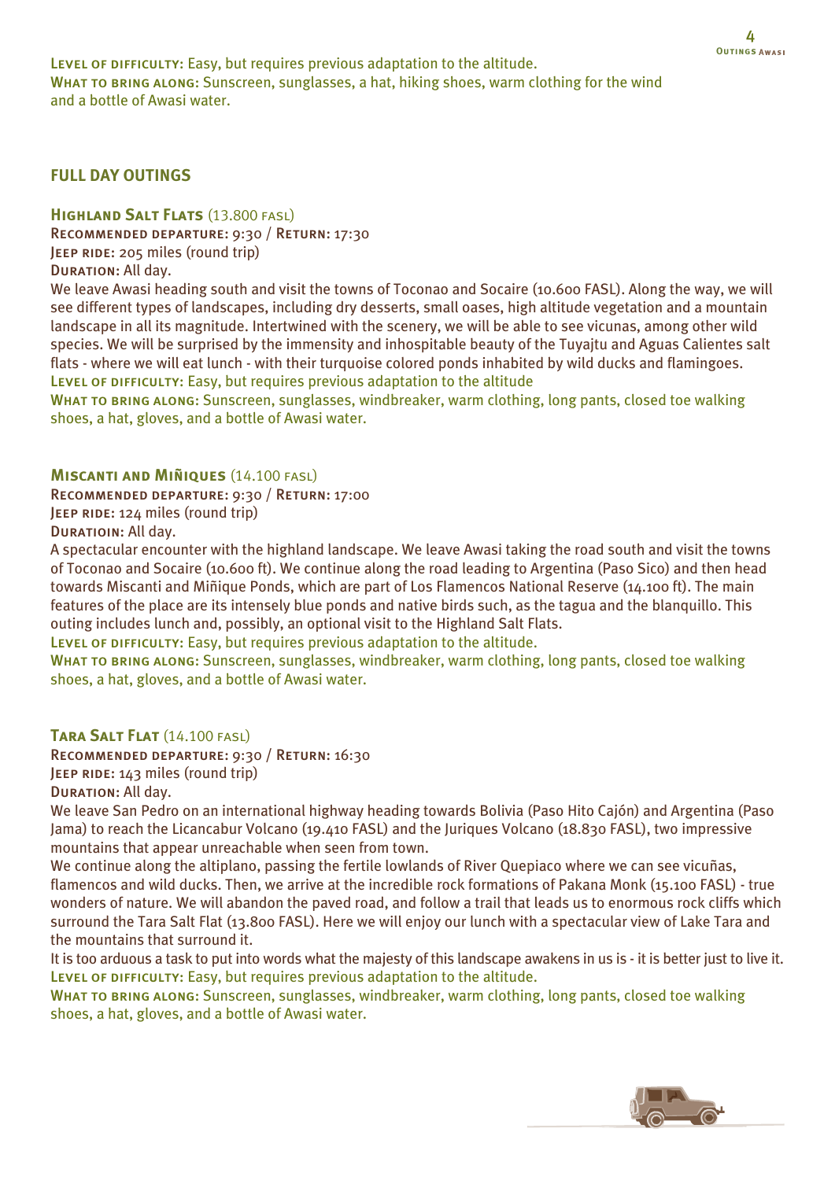**Level of difficulty:** Easy, but requires previous adaptation to the altitude.
**What to bring along:** Sunscreen, sunglasses, a hat, hiking shoes, warm clothing for the wind and a bottle of Awasi water.

## FULL DAY OUTINGS

### Highland Salt Flats (13.800 FASL)

**Recommended departure:** 9:30 / **Return:** 17:30
**Jeep ride:** 205 miles (round trip)
**Duration:** All day.

We leave Awasi heading south and visit the towns of Toconao and Socaire (10.600 FASL). Along the way, we will see different types of landscapes, including dry desserts, small oases, high altitude vegetation and a mountain landscape in all its magnitude. Intertwined with the scenery, we will be able to see vicunas, among other wild species. We will be surprised by the immensity and inhospitable beauty of the Tuyajtu and Aguas Calientes salt flats - where we will eat lunch - with their turquoise colored ponds inhabited by wild ducks and flamingoes.
**Level of difficulty:** Easy, but requires previous adaptation to the altitude
**What to bring along:** Sunscreen, sunglasses, windbreaker, warm clothing, long pants, closed toe walking shoes, a hat, gloves, and a bottle of Awasi water.

### Miscanti and Miñiques (14.100 FASL)

**Recommended departure:** 9:30 / **Return:** 17:00
**Jeep ride:** 124 miles (round trip)
**Duratioin:** All day.

A spectacular encounter with the highland landscape. We leave Awasi taking the road south and visit the towns of Toconao and Socaire (10.600 ft). We continue along the road leading to Argentina (Paso Sico) and then head towards Miscanti and Miñique Ponds, which are part of Los Flamencos National Reserve (14.100 ft). The main features of the place are its intensely blue ponds and native birds such, as the tagua and the blanquillo. This outing includes lunch and, possibly, an optional visit to the Highland Salt Flats.
**Level of difficulty:** Easy, but requires previous adaptation to the altitude.
**What to bring along:** Sunscreen, sunglasses, windbreaker, warm clothing, long pants, closed toe walking shoes, a hat, gloves, and a bottle of Awasi water.

### Tara Salt Flat (14.100 FASL)

**Recommended departure:** 9:30 / **Return:** 16:30
**Jeep ride:** 143 miles (round trip)
**Duration:** All day.

We leave San Pedro on an international highway heading towards Bolivia (Paso Hito Cajón) and Argentina (Paso Jama) to reach the Licancabur Volcano (19.410 FASL) and the Juriques Volcano (18.830 FASL), two impressive mountains that appear unreachable when seen from town.
We continue along the altiplano, passing the fertile lowlands of River Quepiaco where we can see vicuñas, flamencos and wild ducks. Then, we arrive at the incredible rock formations of Pakana Monk (15.100 FASL) - true wonders of nature. We will abandon the paved road, and follow a trail that leads us to enormous rock cliffs which surround the Tara Salt Flat (13.800 FASL). Here we will enjoy our lunch with a spectacular view of Lake Tara and the mountains that surround it.
It is too arduous a task to put into words what the majesty of this landscape awakens in us is - it is better just to live it.
**Level of difficulty:** Easy, but requires previous adaptation to the altitude.
**What to bring along:** Sunscreen, sunglasses, windbreaker, warm clothing, long pants, closed toe walking shoes, a hat, gloves, and a bottle of Awasi water.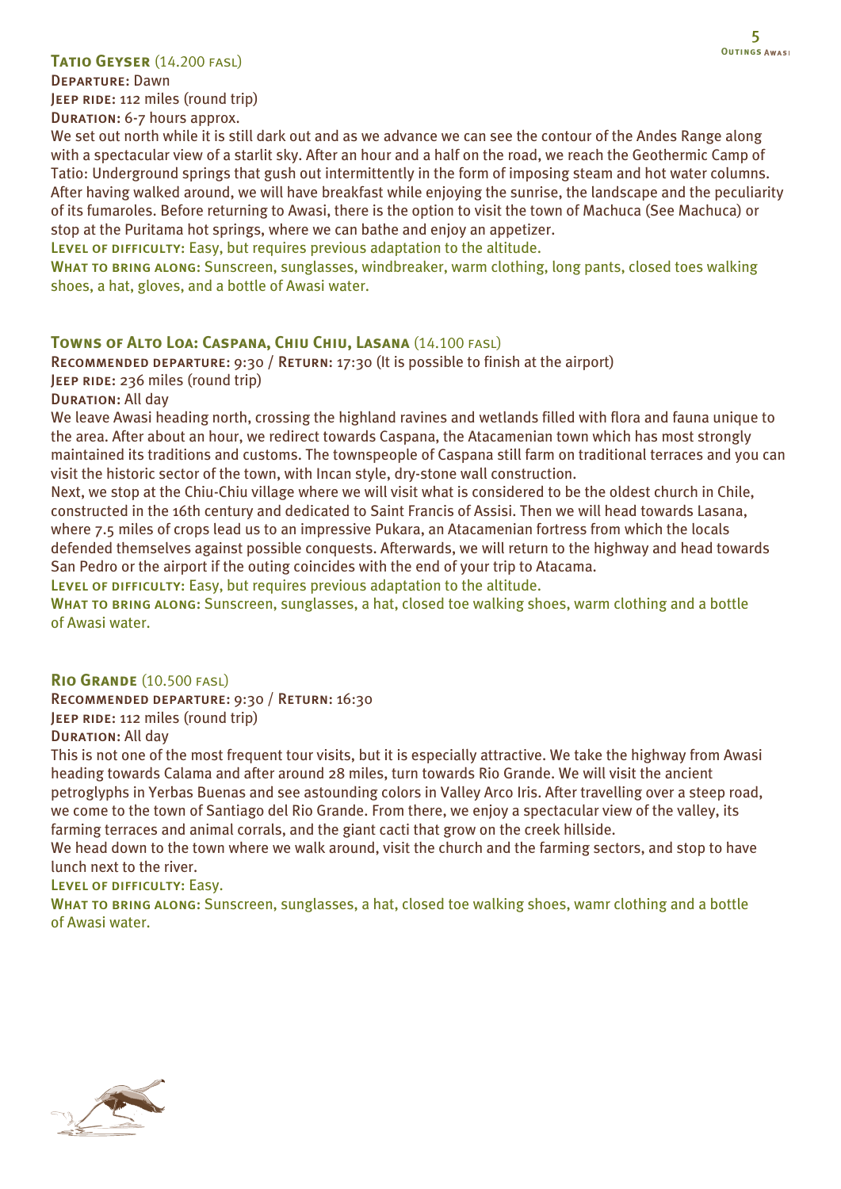## Tatio Geyser (14.200 FASL)

**Departure:** Dawn
**Jeep ride:** 112 miles (round trip)
**Duration:** 6-7 hours approx.

We set out north while it is still dark out and as we advance we can see the contour of the Andes Range along with a spectacular view of a starlit sky. After an hour and a half on the road, we reach the Geothermic Camp of Tatio: Underground springs that gush out intermittently in the form of imposing steam and hot water columns. After having walked around, we will have breakfast while enjoying the sunrise, the landscape and the peculiarity of its fumaroles. Before returning to Awasi, there is the option to visit the town of Machuca (See Machuca) or stop at the Puritama hot springs, where we can bathe and enjoy an appetizer.

**Level of difficulty:** Easy, but requires previous adaptation to the altitude.

**What to bring along:** Sunscreen, sunglasses, windbreaker, warm clothing, long pants, closed toes walking shoes, a hat, gloves, and a bottle of Awasi water.

## Towns of Alto Loa: Caspana, Chiu Chiu, Lasana (14.100 FASL)

**Recommended departure:** 9:30 / **Return:** 17:30 (It is possible to finish at the airport)
**Jeep ride:** 236 miles (round trip)
**Duration:** All day

We leave Awasi heading north, crossing the highland ravines and wetlands filled with flora and fauna unique to the area. After about an hour, we redirect towards Caspana, the Atacamenian town which has most strongly maintained its traditions and customs. The townspeople of Caspana still farm on traditional terraces and you can visit the historic sector of the town, with Incan style, dry-stone wall construction.

Next, we stop at the Chiu-Chiu village where we will visit what is considered to be the oldest church in Chile, constructed in the 16th century and dedicated to Saint Francis of Assisi. Then we will head towards Lasana, where 7.5 miles of crops lead us to an impressive Pukara, an Atacamenian fortress from which the locals defended themselves against possible conquests. Afterwards, we will return to the highway and head towards San Pedro or the airport if the outing coincides with the end of your trip to Atacama.

**Level of difficulty:** Easy, but requires previous adaptation to the altitude.

**What to bring along:** Sunscreen, sunglasses, a hat, closed toe walking shoes, warm clothing and a bottle of Awasi water.

## Rio Grande (10.500 FASL)

**Recommended departure:** 9:30 / **Return:** 16:30
**Jeep ride:** 112 miles (round trip)
**Duration:** All day

This is not one of the most frequent tour visits, but it is especially attractive. We take the highway from Awasi heading towards Calama and after around 28 miles, turn towards Rio Grande. We will visit the ancient petroglyphs in Yerbas Buenas and see astounding colors in Valley Arco Iris. After travelling over a steep road, we come to the town of Santiago del Rio Grande. From there, we enjoy a spectacular view of the valley, its farming terraces and animal corrals, and the giant cacti that grow on the creek hillside.

We head down to the town where we walk around, visit the church and the farming sectors, and stop to have lunch next to the river.

**Level of difficulty:** Easy.

**What to bring along:** Sunscreen, sunglasses, a hat, closed toe walking shoes, wamr clothing and a bottle of Awasi water.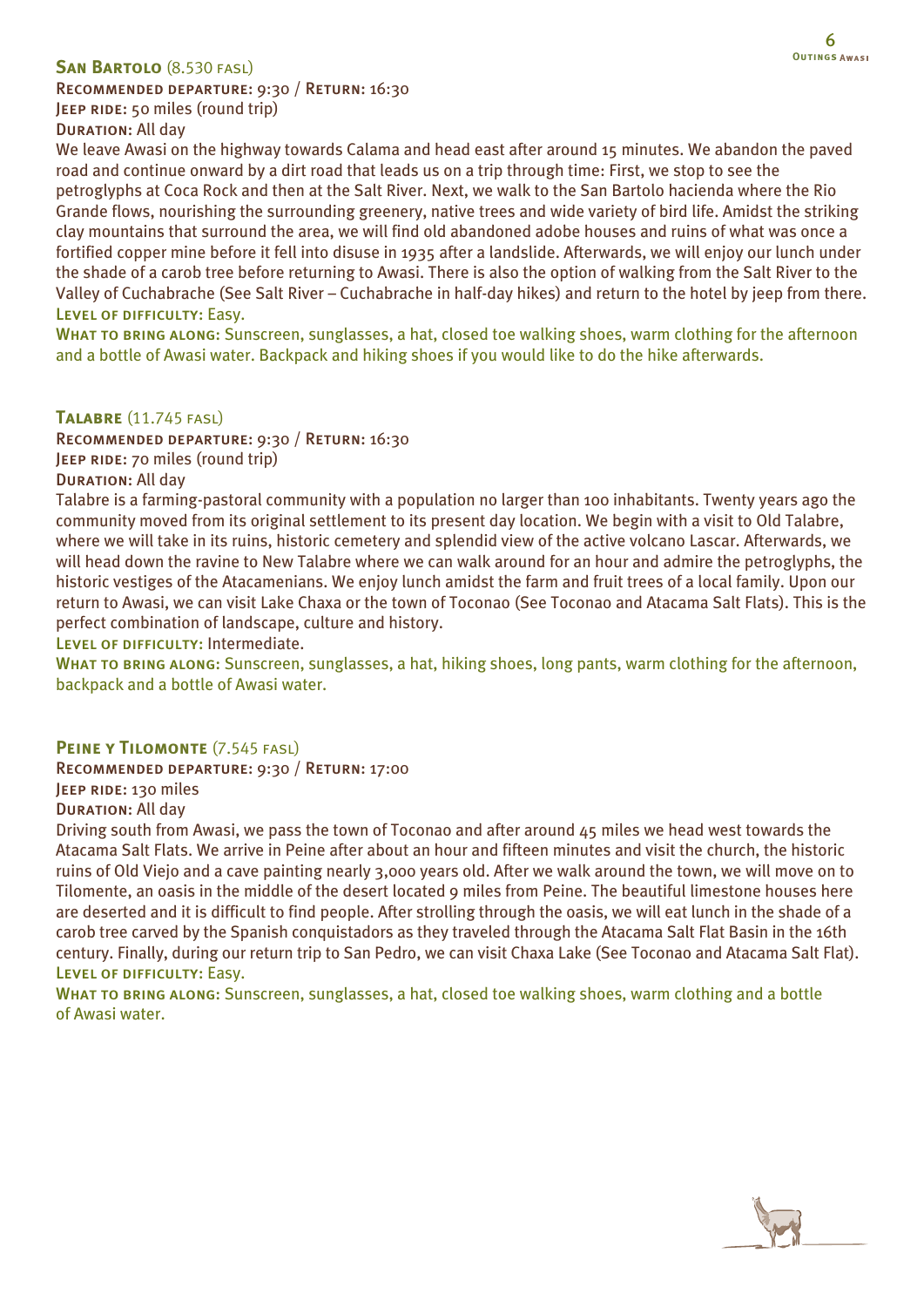## **San Bartolo** (8.530 fasl)

**Recommended departure:** 9:30 / **Return:** 16:30
**Jeep ride:** 50 miles (round trip)
**Duration:** All day

We leave Awasi on the highway towards Calama and head east after around 15 minutes. We abandon the paved road and continue onward by a dirt road that leads us on a trip through time: First, we stop to see the petroglyphs at Coca Rock and then at the Salt River. Next, we walk to the San Bartolo hacienda where the Rio Grande flows, nourishing the surrounding greenery, native trees and wide variety of bird life. Amidst the striking clay mountains that surround the area, we will find old abandoned adobe houses and ruins of what was once a fortified copper mine before it fell into disuse in 1935 after a landslide. Afterwards, we will enjoy our lunch under the shade of a carob tree before returning to Awasi. There is also the option of walking from the Salt River to the Valley of Cuchabrache (See Salt River – Cuchabrache in half-day hikes) and return to the hotel by jeep from there.

**Level of difficulty:** Easy.

**What to bring along:** Sunscreen, sunglasses, a hat, closed toe walking shoes, warm clothing for the afternoon and a bottle of Awasi water. Backpack and hiking shoes if you would like to do the hike afterwards.

## **Talabre** (11.745 fasl)

**Recommended departure:** 9:30 / **Return:** 16:30
**Jeep ride:** 70 miles (round trip)
**Duration:** All day

Talabre is a farming-pastoral community with a population no larger than 100 inhabitants. Twenty years ago the community moved from its original settlement to its present day location. We begin with a visit to Old Talabre, where we will take in its ruins, historic cemetery and splendid view of the active volcano Lascar. Afterwards, we will head down the ravine to New Talabre where we can walk around for an hour and admire the petroglyphs, the historic vestiges of the Atacamenians. We enjoy lunch amidst the farm and fruit trees of a local family. Upon our return to Awasi, we can visit Lake Chaxa or the town of Toconao (See Toconao and Atacama Salt Flats). This is the perfect combination of landscape, culture and history.

**Level of difficulty:** Intermediate.

**What to bring along:** Sunscreen, sunglasses, a hat, hiking shoes, long pants, warm clothing for the afternoon, backpack and a bottle of Awasi water.

## **Peine y Tilomonte** (7.545 fasl)

**Recommended departure:** 9:30 / **Return:** 17:00
**Jeep ride:** 130 miles
**Duration:** All day

Driving south from Awasi, we pass the town of Toconao and after around 45 miles we head west towards the Atacama Salt Flats. We arrive in Peine after about an hour and fifteen minutes and visit the church, the historic ruins of Old Viejo and a cave painting nearly 3,000 years old. After we walk around the town, we will move on to Tilomente, an oasis in the middle of the desert located 9 miles from Peine. The beautiful limestone houses here are deserted and it is difficult to find people. After strolling through the oasis, we will eat lunch in the shade of a carob tree carved by the Spanish conquistadors as they traveled through the Atacama Salt Flat Basin in the 16th century. Finally, during our return trip to San Pedro, we can visit Chaxa Lake (See Toconao and Atacama Salt Flat).

**Level of difficulty:** Easy.

**What to bring along:** Sunscreen, sunglasses, a hat, closed toe walking shoes, warm clothing and a bottle of Awasi water.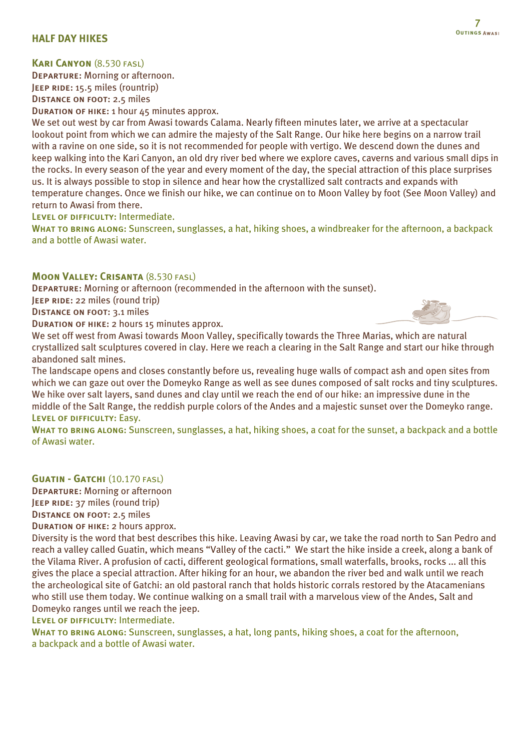## HALF DAY HIKES

### **Kari Canyon** (8.530 fasl)

**Departure:** Morning or afternoon.
**Jeep ride:** 15.5 miles (rountrip)
**Distance on foot:** 2.5 miles
**Duration of hike:** 1 hour 45 minutes approx.

We set out west by car from Awasi towards Calama. Nearly fifteen minutes later, we arrive at a spectacular lookout point from which we can admire the majesty of the Salt Range. Our hike here begins on a narrow trail with a ravine on one side, so it is not recommended for people with vertigo. We descend down the dunes and keep walking into the Kari Canyon, an old dry river bed where we explore caves, caverns and various small dips in the rocks. In every season of the year and every moment of the day, the special attraction of this place surprises us. It is always possible to stop in silence and hear how the crystallized salt contracts and expands with temperature changes. Once we finish our hike, we can continue on to Moon Valley by foot (See Moon Valley) and return to Awasi from there.

**Level of difficulty:** Intermediate.

**What to bring along:** Sunscreen, sunglasses, a hat, hiking shoes, a windbreaker for the afternoon, a backpack and a bottle of Awasi water.

### **Moon Valley: Crisanta** (8.530 fasl)

**Departure:** Morning or afternoon (recommended in the afternoon with the sunset).
**Jeep ride:** 22 miles (round trip)
**Distance on foot:** 3.1 miles
**Duration of hike:** 2 hours 15 minutes approx.

We set off west from Awasi towards Moon Valley, specifically towards the Three Marias, which are natural crystallized salt sculptures covered in clay. Here we reach a clearing in the Salt Range and start our hike through abandoned salt mines.

The landscape opens and closes constantly before us, revealing huge walls of compact ash and open sites from which we can gaze out over the Domeyko Range as well as see dunes composed of salt rocks and tiny sculptures. We hike over salt layers, sand dunes and clay until we reach the end of our hike: an impressive dune in the middle of the Salt Range, the reddish purple colors of the Andes and a majestic sunset over the Domeyko range.

**Level of difficulty:** Easy.

**What to bring along:** Sunscreen, sunglasses, a hat, hiking shoes, a coat for the sunset, a backpack and a bottle of Awasi water.

### **Guatin - Gatchi** (10.170 fasl)

**Departure:** Morning or afternoon
**Jeep ride:** 37 miles (round trip)
**Distance on foot:** 2.5 miles
**Duration of hike:** 2 hours approx.

Diversity is the word that best describes this hike. Leaving Awasi by car, we take the road north to San Pedro and reach a valley called Guatin, which means "Valley of the cacti." We start the hike inside a creek, along a bank of the Vilama River. A profusion of cacti, different geological formations, small waterfalls, brooks, rocks ... all this gives the place a special attraction. After hiking for an hour, we abandon the river bed and walk until we reach the archeological site of Gatchi: an old pastoral ranch that holds historic corrals restored by the Atacamenians who still use them today. We continue walking on a small trail with a marvelous view of the Andes, Salt and Domeyko ranges until we reach the jeep.

**Level of difficulty:** Intermediate.

**What to bring along:** Sunscreen, sunglasses, a hat, long pants, hiking shoes, a coat for the afternoon, a backpack and a bottle of Awasi water.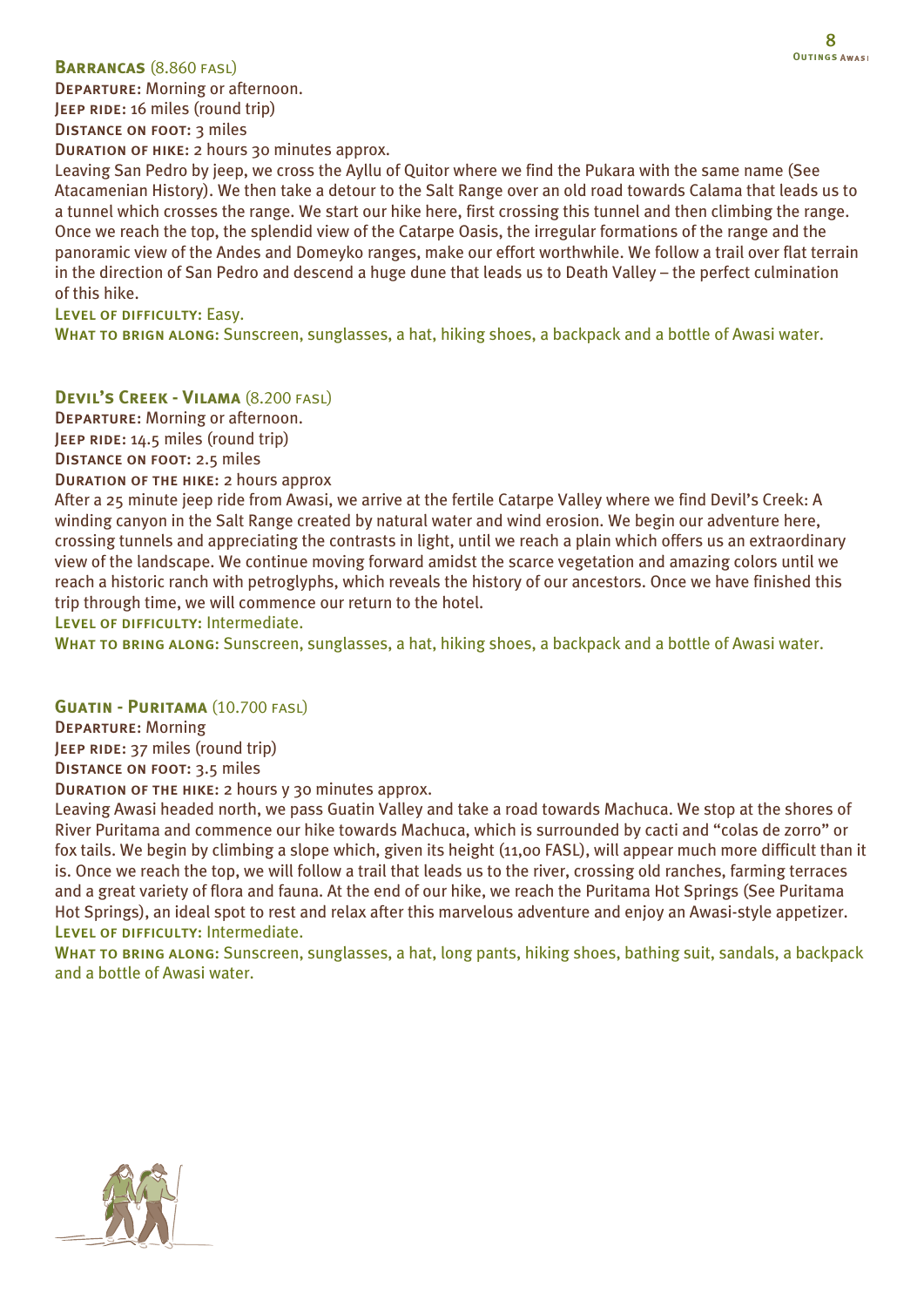## **Barrancas** (8.860 FASL)

**Departure:** Morning or afternoon.
**Jeep ride:** 16 miles (round trip)
**Distance on foot:** 3 miles
**Duration of hike:** 2 hours 30 minutes approx.

Leaving San Pedro by jeep, we cross the Ayllu of Quitor where we find the Pukara with the same name (See Atacamenian History). We then take a detour to the Salt Range over an old road towards Calama that leads us to a tunnel which crosses the range. We start our hike here, first crossing this tunnel and then climbing the range. Once we reach the top, the splendid view of the Catarpe Oasis, the irregular formations of the range and the panoramic view of the Andes and Domeyko ranges, make our effort worthwhile. We follow a trail over flat terrain in the direction of San Pedro and descend a huge dune that leads us to Death Valley – the perfect culmination of this hike.

**Level of difficulty:** Easy.
**What to brign along:** Sunscreen, sunglasses, a hat, hiking shoes, a backpack and a bottle of Awasi water.

## **Devil's Creek - Vilama** (8.200 FASL)

**Departure:** Morning or afternoon.
**Jeep ride:** 14.5 miles (round trip)
**Distance on foot:** 2.5 miles
**Duration of the hike:** 2 hours approx

After a 25 minute jeep ride from Awasi, we arrive at the fertile Catarpe Valley where we find Devil's Creek: A winding canyon in the Salt Range created by natural water and wind erosion. We begin our adventure here, crossing tunnels and appreciating the contrasts in light, until we reach a plain which offers us an extraordinary view of the landscape. We continue moving forward amidst the scarce vegetation and amazing colors until we reach a historic ranch with petroglyphs, which reveals the history of our ancestors. Once we have finished this trip through time, we will commence our return to the hotel.

**Level of difficulty:** Intermediate.
**What to bring along:** Sunscreen, sunglasses, a hat, hiking shoes, a backpack and a bottle of Awasi water.

## **Guatin - Puritama** (10.700 FASL)

**Departure:** Morning
**Jeep ride:** 37 miles (round trip)
**Distance on foot:** 3.5 miles
**Duration of the hike:** 2 hours y 30 minutes approx.

Leaving Awasi headed north, we pass Guatin Valley and take a road towards Machuca. We stop at the shores of River Puritama and commence our hike towards Machuca, which is surrounded by cacti and "colas de zorro" or fox tails. We begin by climbing a slope which, given its height (11,00 FASL), will appear much more difficult than it is. Once we reach the top, we will follow a trail that leads us to the river, crossing old ranches, farming terraces and a great variety of flora and fauna. At the end of our hike, we reach the Puritama Hot Springs (See Puritama Hot Springs), an ideal spot to rest and relax after this marvelous adventure and enjoy an Awasi-style appetizer.

**Level of difficulty:** Intermediate.
**What to bring along:** Sunscreen, sunglasses, a hat, long pants, hiking shoes, bathing suit, sandals, a backpack and a bottle of Awasi water.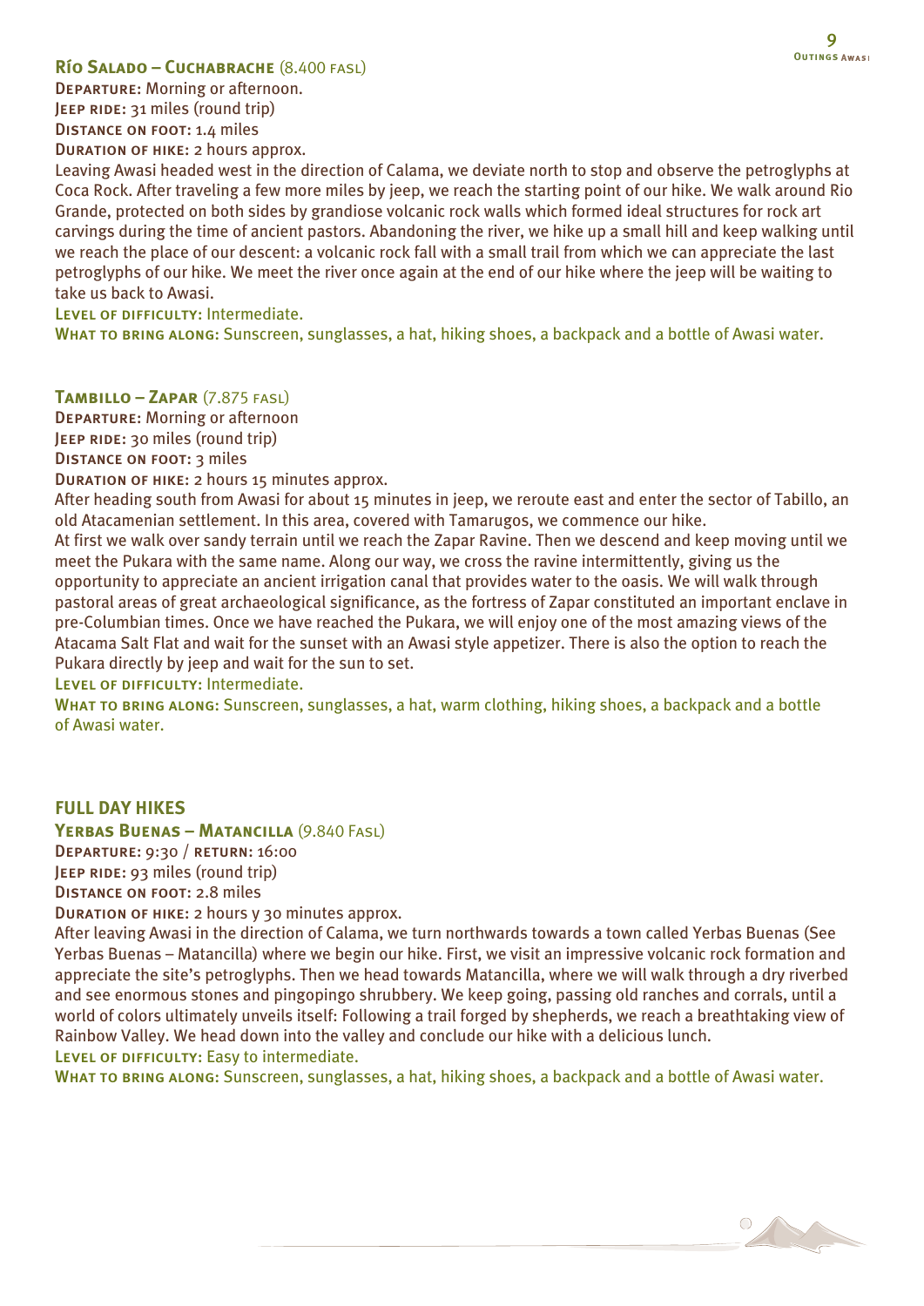### Río Salado – Cuchabrache (8.400 fasl)

**Departure:** Morning or afternoon.
**Jeep ride:** 31 miles (round trip)
**Distance on foot:** 1.4 miles
**Duration of hike:** 2 hours approx.

Leaving Awasi headed west in the direction of Calama, we deviate north to stop and observe the petroglyphs at Coca Rock. After traveling a few more miles by jeep, we reach the starting point of our hike. We walk around Rio Grande, protected on both sides by grandiose volcanic rock walls which formed ideal structures for rock art carvings during the time of ancient pastors. Abandoning the river, we hike up a small hill and keep walking until we reach the place of our descent: a volcanic rock fall with a small trail from which we can appreciate the last petroglyphs of our hike. We meet the river once again at the end of our hike where the jeep will be waiting to take us back to Awasi.

**Level of difficulty:** Intermediate.
**What to bring along:** Sunscreen, sunglasses, a hat, hiking shoes, a backpack and a bottle of Awasi water.

### Tambillo – Zapar (7.875 fasl)

**Departure:** Morning or afternoon
**Jeep ride:** 30 miles (round trip)
**Distance on foot:** 3 miles
**Duration of hike:** 2 hours 15 minutes approx.

After heading south from Awasi for about 15 minutes in jeep, we reroute east and enter the sector of Tabillo, an old Atacamenian settlement. In this area, covered with Tamarugos, we commence our hike.

At first we walk over sandy terrain until we reach the Zapar Ravine. Then we descend and keep moving until we meet the Pukara with the same name. Along our way, we cross the ravine intermittently, giving us the opportunity to appreciate an ancient irrigation canal that provides water to the oasis. We will walk through pastoral areas of great archaeological significance, as the fortress of Zapar constituted an important enclave in pre-Columbian times. Once we have reached the Pukara, we will enjoy one of the most amazing views of the Atacama Salt Flat and wait for the sunset with an Awasi style appetizer. There is also the option to reach the Pukara directly by jeep and wait for the sun to set.

**Level of difficulty:** Intermediate.
**What to bring along:** Sunscreen, sunglasses, a hat, warm clothing, hiking shoes, a backpack and a bottle of Awasi water.

## FULL DAY HIKES

### Yerbas Buenas – Matancilla (9.840 Fasl)

**Departure:** 9:30 / **return:** 16:00
**Jeep ride:** 93 miles (round trip)
**Distance on foot:** 2.8 miles
**Duration of hike:** 2 hours y 30 minutes approx.

After leaving Awasi in the direction of Calama, we turn northwards towards a town called Yerbas Buenas (See Yerbas Buenas – Matancilla) where we begin our hike. First, we visit an impressive volcanic rock formation and appreciate the site's petroglyphs. Then we head towards Matancilla, where we will walk through a dry riverbed and see enormous stones and pingopingo shrubbery. We keep going, passing old ranches and corrals, until a world of colors ultimately unveils itself: Following a trail forged by shepherds, we reach a breathtaking view of Rainbow Valley. We head down into the valley and conclude our hike with a delicious lunch.

**Level of difficulty:** Easy to intermediate.
**What to bring along:** Sunscreen, sunglasses, a hat, hiking shoes, a backpack and a bottle of Awasi water.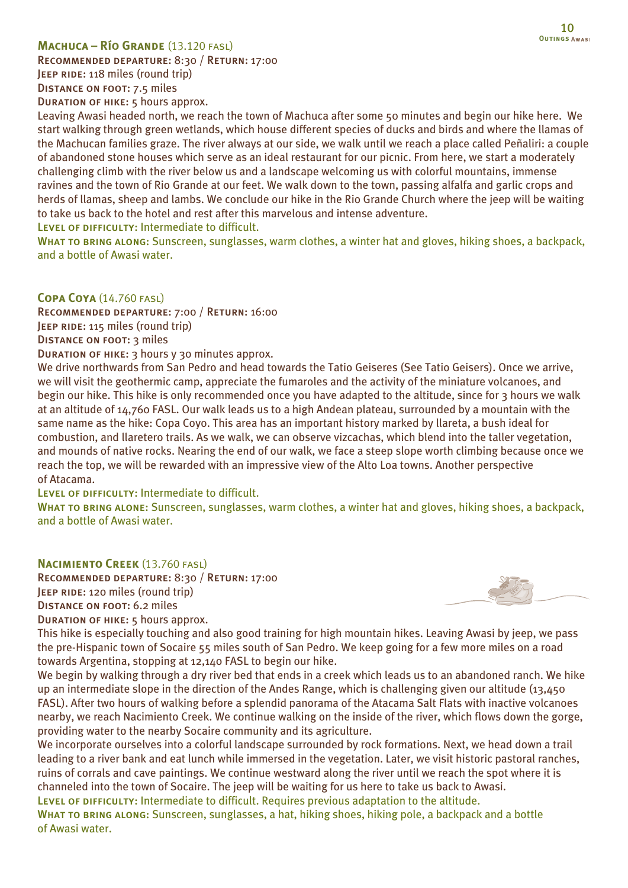## Machuca – Río Grande (13.120 FASL)

**Recommended departure:** 8:30 / **Return:** 17:00
**Jeep ride:** 118 miles (round trip)
**Distance on foot:** 7.5 miles
**Duration of hike:** 5 hours approx.

Leaving Awasi headed north, we reach the town of Machuca after some 50 minutes and begin our hike here. We start walking through green wetlands, which house different species of ducks and birds and where the llamas of the Machucan families graze. The river always at our side, we walk until we reach a place called Peñaliri: a couple of abandoned stone houses which serve as an ideal restaurant for our picnic. From here, we start a moderately challenging climb with the river below us and a landscape welcoming us with colorful mountains, immense ravines and the town of Rio Grande at our feet. We walk down to the town, passing alfalfa and garlic crops and herds of llamas, sheep and lambs. We conclude our hike in the Rio Grande Church where the jeep will be waiting to take us back to the hotel and rest after this marvelous and intense adventure.

**Level of difficulty:** Intermediate to difficult.

**What to bring along:** Sunscreen, sunglasses, warm clothes, a winter hat and gloves, hiking shoes, a backpack, and a bottle of Awasi water.

## Copa Coya (14.760 FASL)

**Recommended departure:** 7:00 / **Return:** 16:00
**Jeep ride:** 115 miles (round trip)
**Distance on foot:** 3 miles
**Duration of hike:** 3 hours y 30 minutes approx.

We drive northwards from San Pedro and head towards the Tatio Geiseres (See Tatio Geisers). Once we arrive, we will visit the geothermic camp, appreciate the fumaroles and the activity of the miniature volcanoes, and begin our hike. This hike is only recommended once you have adapted to the altitude, since for 3 hours we walk at an altitude of 14,760 FASL. Our walk leads us to a high Andean plateau, surrounded by a mountain with the same name as the hike: Copa Coyo. This area has an important history marked by llareta, a bush ideal for combustion, and llaretero trails. As we walk, we can observe vizcachas, which blend into the taller vegetation, and mounds of native rocks. Nearing the end of our walk, we face a steep slope worth climbing because once we reach the top, we will be rewarded with an impressive view of the Alto Loa towns. Another perspective of Atacama.

**Level of difficulty:** Intermediate to difficult.

**What to bring alone:** Sunscreen, sunglasses, warm clothes, a winter hat and gloves, hiking shoes, a backpack, and a bottle of Awasi water.

## Nacimiento Creek (13.760 FASL)

**Recommended departure:** 8:30 / **Return:** 17:00
**Jeep ride:** 120 miles (round trip)
**Distance on foot:** 6.2 miles
**Duration of hike:** 5 hours approx.

This hike is especially touching and also good training for high mountain hikes. Leaving Awasi by jeep, we pass the pre-Hispanic town of Socaire 55 miles south of San Pedro. We keep going for a few more miles on a road towards Argentina, stopping at 12,140 FASL to begin our hike.

We begin by walking through a dry river bed that ends in a creek which leads us to an abandoned ranch. We hike up an intermediate slope in the direction of the Andes Range, which is challenging given our altitude (13,450 FASL). After two hours of walking before a splendid panorama of the Atacama Salt Flats with inactive volcanoes nearby, we reach Nacimiento Creek. We continue walking on the inside of the river, which flows down the gorge, providing water to the nearby Socaire community and its agriculture.

We incorporate ourselves into a colorful landscape surrounded by rock formations. Next, we head down a trail leading to a river bank and eat lunch while immersed in the vegetation. Later, we visit historic pastoral ranches, ruins of corrals and cave paintings. We continue westward along the river until we reach the spot where it is channeled into the town of Socaire. The jeep will be waiting for us here to take us back to Awasi.

**Level of difficulty:** Intermediate to difficult. Requires previous adaptation to the altitude.

**What to bring along:** Sunscreen, sunglasses, a hat, hiking shoes, hiking pole, a backpack and a bottle of Awasi water.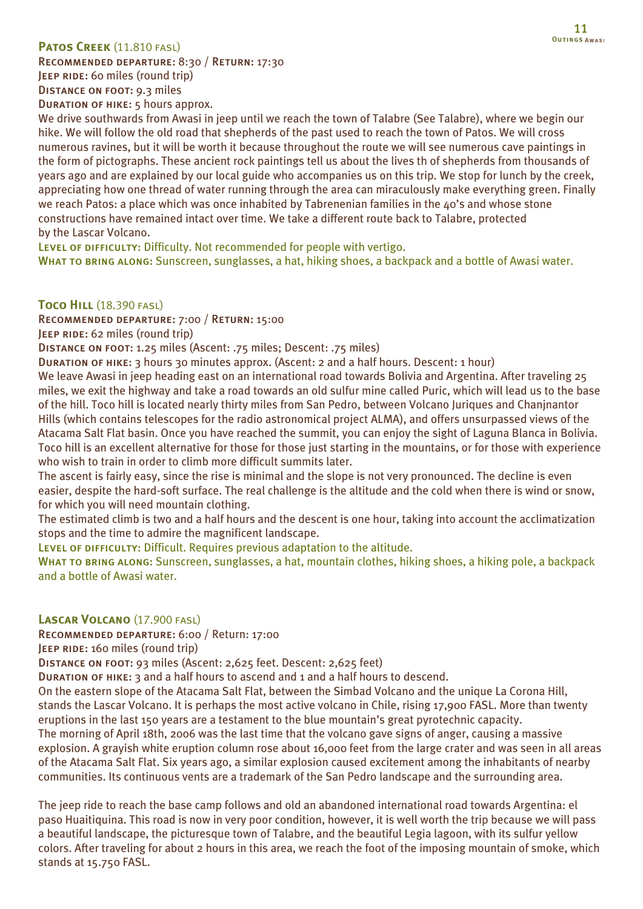## Patos Creek (11.810 fasl)

**Recommended departure:** 8:30 / **Return:** 17:30
**Jeep ride:** 60 miles (round trip)
**Distance on foot:** 9.3 miles
**Duration of hike:** 5 hours approx.

We drive southwards from Awasi in jeep until we reach the town of Talabre (See Talabre), where we begin our hike. We will follow the old road that shepherds of the past used to reach the town of Patos. We will cross numerous ravines, but it will be worth it because throughout the route we will see numerous cave paintings in the form of pictographs. These ancient rock paintings tell us about the lives th of shepherds from thousands of years ago and are explained by our local guide who accompanies us on this trip. We stop for lunch by the creek, appreciating how one thread of water running through the area can miraculously make everything green. Finally we reach Patos: a place which was once inhabited by Tabrenenian families in the 40's and whose stone constructions have remained intact over time. We take a different route back to Talabre, protected by the Lascar Volcano.

**Level of difficulty:** Difficulty. Not recommended for people with vertigo.
**What to bring along:** Sunscreen, sunglasses, a hat, hiking shoes, a backpack and a bottle of Awasi water.

## Toco Hill (18.390 fasl)

**Recommended departure:** 7:00 / **Return:** 15:00
**Jeep ride:** 62 miles (round trip)
**Distance on foot:** 1.25 miles (Ascent: .75 miles; Descent: .75 miles)
**Duration of hike:** 3 hours 30 minutes approx. (Ascent: 2 and a half hours. Descent: 1 hour)

We leave Awasi in jeep heading east on an international road towards Bolivia and Argentina. After traveling 25 miles, we exit the highway and take a road towards an old sulfur mine called Puric, which will lead us to the base of the hill. Toco hill is located nearly thirty miles from San Pedro, between Volcano Juriques and Chanjnantor Hills (which contains telescopes for the radio astronomical project ALMA), and offers unsurpassed views of the Atacama Salt Flat basin. Once you have reached the summit, you can enjoy the sight of Laguna Blanca in Bolivia. Toco hill is an excellent alternative for those for those just starting in the mountains, or for those with experience who wish to train in order to climb more difficult summits later.

The ascent is fairly easy, since the rise is minimal and the slope is not very pronounced. The decline is even easier, despite the hard-soft surface. The real challenge is the altitude and the cold when there is wind or snow, for which you will need mountain clothing.

The estimated climb is two and a half hours and the descent is one hour, taking into account the acclimatization stops and the time to admire the magnificent landscape.

**Level of difficulty:** Difficult. Requires previous adaptation to the altitude.
**What to bring along:** Sunscreen, sunglasses, a hat, mountain clothes, hiking shoes, a hiking pole, a backpack and a bottle of Awasi water.

## Lascar Volcano (17.900 fasl)

**Recommended departure:** 6:00 / Return: 17:00
**Jeep ride:** 160 miles (round trip)
**Distance on foot:** 93 miles (Ascent: 2,625 feet. Descent: 2,625 feet)
**Duration of hike:** 3 and a half hours to ascend and 1 and a half hours to descend.

On the eastern slope of the Atacama Salt Flat, between the Simbad Volcano and the unique La Corona Hill, stands the Lascar Volcano. It is perhaps the most active volcano in Chile, rising 17,900 FASL. More than twenty eruptions in the last 150 years are a testament to the blue mountain's great pyrotechnic capacity.

The morning of April 18th, 2006 was the last time that the volcano gave signs of anger, causing a massive explosion. A grayish white eruption column rose about 16,000 feet from the large crater and was seen in all areas of the Atacama Salt Flat. Six years ago, a similar explosion caused excitement among the inhabitants of nearby communities. Its continuous vents are a trademark of the San Pedro landscape and the surrounding area.

The jeep ride to reach the base camp follows and old an abandoned international road towards Argentina: el paso Huaitiquina. This road is now in very poor condition, however, it is well worth the trip because we will pass a beautiful landscape, the picturesque town of Talabre, and the beautiful Legia lagoon, with its sulfur yellow colors. After traveling for about 2 hours in this area, we reach the foot of the imposing mountain of smoke, which stands at 15.750 FASL.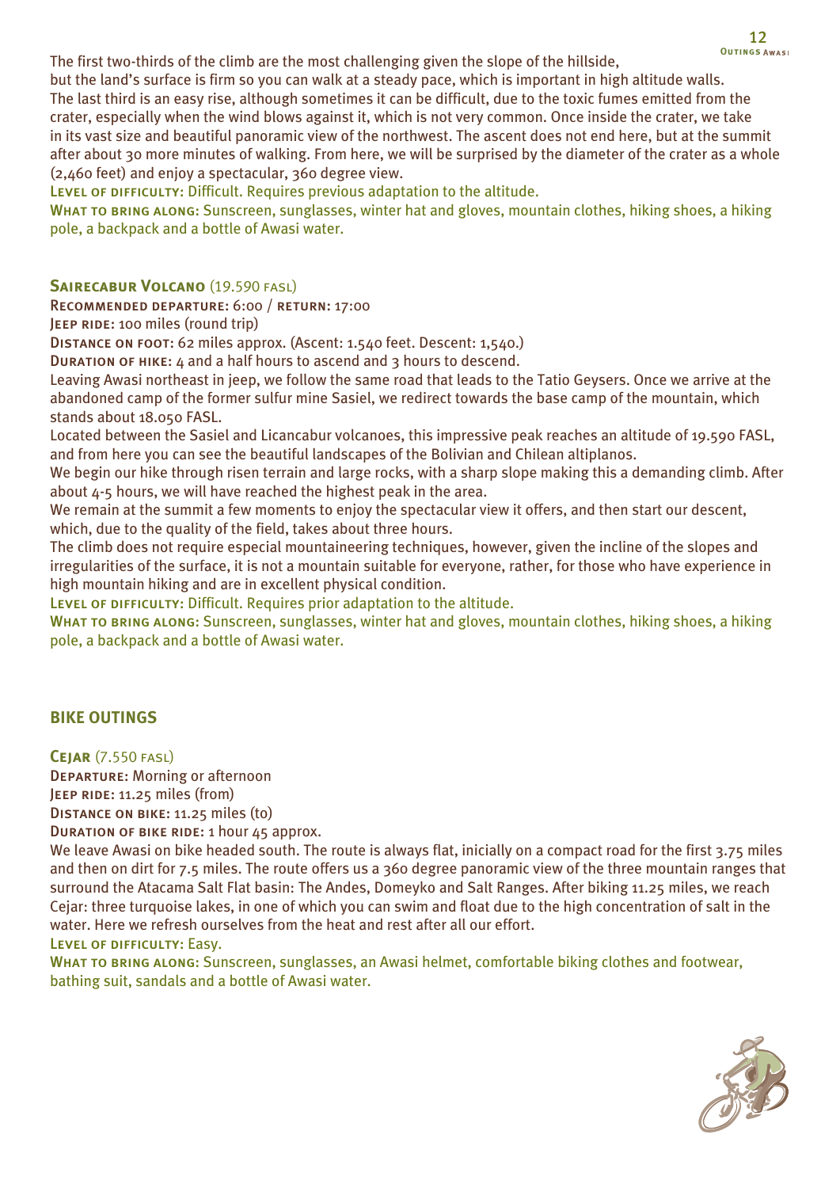The first two-thirds of the climb are the most challenging given the slope of the hillside, but the land's surface is firm so you can walk at a steady pace, which is important in high altitude walls. The last third is an easy rise, although sometimes it can be difficult, due to the toxic fumes emitted from the crater, especially when the wind blows against it, which is not very common. Once inside the crater, we take in its vast size and beautiful panoramic view of the northwest. The ascent does not end here, but at the summit after about 30 more minutes of walking. From here, we will be surprised by the diameter of the crater as a whole (2,460 feet) and enjoy a spectacular, 360 degree view.

**Level of difficulty:** Difficult. Requires previous adaptation to the altitude.

**What to bring along:** Sunscreen, sunglasses, winter hat and gloves, mountain clothes, hiking shoes, a hiking pole, a backpack and a bottle of Awasi water.

### Sairecabur Volcano (19.590 FASL)

**Recommended departure:** 6:00 / **return:** 17:00

**Jeep ride:** 100 miles (round trip)

**Distance on foot:** 62 miles approx. (Ascent: 1.540 feet. Descent: 1,540.)

**Duration of hike:** 4 and a half hours to ascend and 3 hours to descend.

Leaving Awasi northeast in jeep, we follow the same road that leads to the Tatio Geysers. Once we arrive at the abandoned camp of the former sulfur mine Sasiel, we redirect towards the base camp of the mountain, which stands about 18.050 FASL.

Located between the Sasiel and Licancabur volcanoes, this impressive peak reaches an altitude of 19.590 FASL, and from here you can see the beautiful landscapes of the Bolivian and Chilean altiplanos.

We begin our hike through risen terrain and large rocks, with a sharp slope making this a demanding climb. After about 4-5 hours, we will have reached the highest peak in the area.

We remain at the summit a few moments to enjoy the spectacular view it offers, and then start our descent, which, due to the quality of the field, takes about three hours.

The climb does not require especial mountaineering techniques, however, given the incline of the slopes and irregularities of the surface, it is not a mountain suitable for everyone, rather, for those who have experience in high mountain hiking and are in excellent physical condition.

**Level of difficulty:** Difficult. Requires prior adaptation to the altitude.

**What to bring along:** Sunscreen, sunglasses, winter hat and gloves, mountain clothes, hiking shoes, a hiking pole, a backpack and a bottle of Awasi water.

## BIKE OUTINGS

### Cejar (7.550 FASL)

**Departure:** Morning or afternoon

**Jeep ride:** 11.25 miles (from)

**Distance on bike:** 11.25 miles (to)

**Duration of bike ride:** 1 hour 45 approx.

We leave Awasi on bike headed south. The route is always flat, inicially on a compact road for the first 3.75 miles and then on dirt for 7.5 miles. The route offers us a 360 degree panoramic view of the three mountain ranges that surround the Atacama Salt Flat basin: The Andes, Domeyko and Salt Ranges. After biking 11.25 miles, we reach Cejar: three turquoise lakes, in one of which you can swim and float due to the high concentration of salt in the water. Here we refresh ourselves from the heat and rest after all our effort.

**Level of difficulty:** Easy.

**What to bring along:** Sunscreen, sunglasses, an Awasi helmet, comfortable biking clothes and footwear, bathing suit, sandals and a bottle of Awasi water.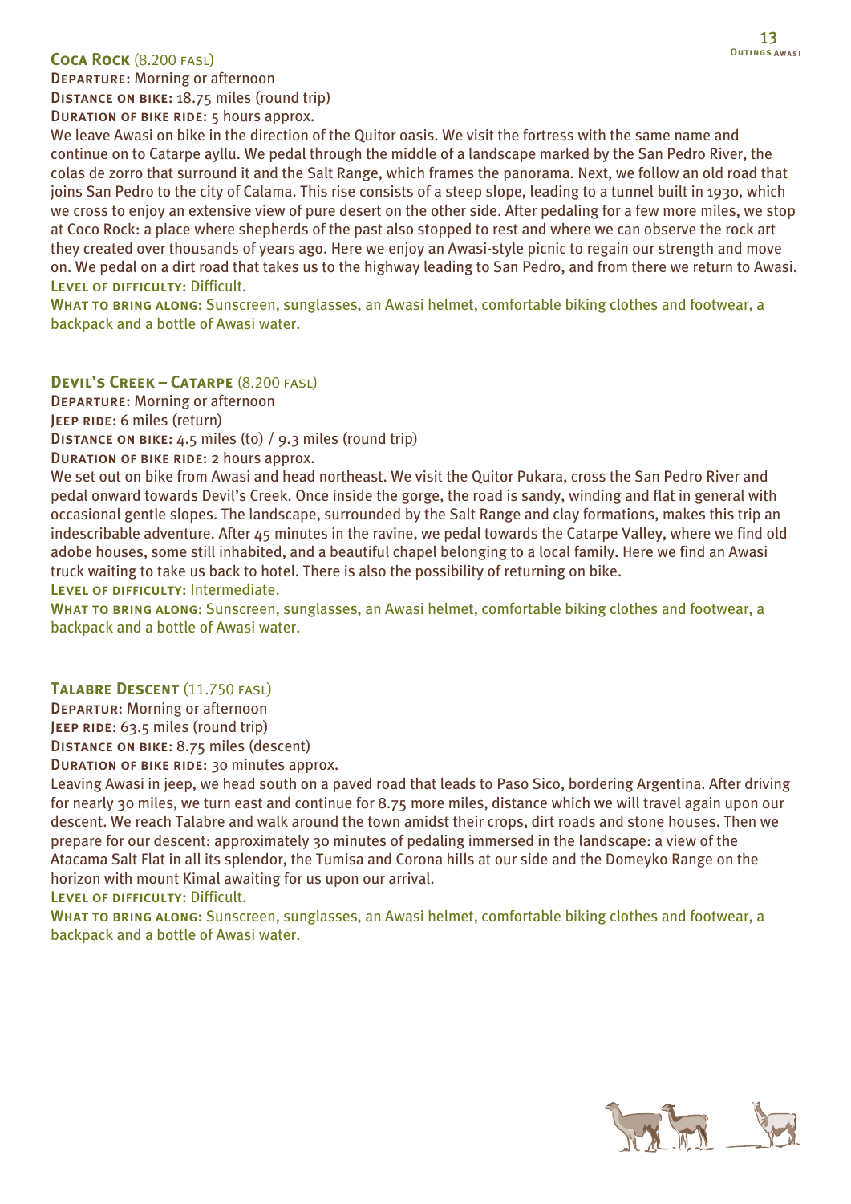## Coca Rock (8.200 fasl)

**Departure:** Morning or afternoon
**Distance on bike:** 18.75 miles (round trip)
**Duration of bike ride:** 5 hours approx.

We leave Awasi on bike in the direction of the Quitor oasis. We visit the fortress with the same name and continue on to Catarpe ayllu. We pedal through the middle of a landscape marked by the San Pedro River, the colas de zorro that surround it and the Salt Range, which frames the panorama. Next, we follow an old road that joins San Pedro to the city of Calama. This rise consists of a steep slope, leading to a tunnel built in 1930, which we cross to enjoy an extensive view of pure desert on the other side. After pedaling for a few more miles, we stop at Coco Rock: a place where shepherds of the past also stopped to rest and where we can observe the rock art they created over thousands of years ago. Here we enjoy an Awasi-style picnic to regain our strength and move on. We pedal on a dirt road that takes us to the highway leading to San Pedro, and from there we return to Awasi.

**Level of difficulty:** Difficult.

**What to bring along:** Sunscreen, sunglasses, an Awasi helmet, comfortable biking clothes and footwear, a backpack and a bottle of Awasi water.

## Devil's Creek – Catarpe (8.200 fasl)

**Departure:** Morning or afternoon
**Jeep ride:** 6 miles (return)
**Distance on bike:** 4.5 miles (to) / 9.3 miles (round trip)
**Duration of bike ride:** 2 hours approx.

We set out on bike from Awasi and head northeast. We visit the Quitor Pukara, cross the San Pedro River and pedal onward towards Devil's Creek. Once inside the gorge, the road is sandy, winding and flat in general with occasional gentle slopes. The landscape, surrounded by the Salt Range and clay formations, makes this trip an indescribable adventure. After 45 minutes in the ravine, we pedal towards the Catarpe Valley, where we find old adobe houses, some still inhabited, and a beautiful chapel belonging to a local family. Here we find an Awasi truck waiting to take us back to hotel. There is also the possibility of returning on bike.

**Level of difficulty:** Intermediate.

**What to bring along:** Sunscreen, sunglasses, an Awasi helmet, comfortable biking clothes and footwear, a backpack and a bottle of Awasi water.

## Talabre Descent (11.750 fasl)

**Departur:** Morning or afternoon
**Jeep ride:** 63.5 miles (round trip)
**Distance on bike:** 8.75 miles (descent)
**Duration of bike ride:** 30 minutes approx.

Leaving Awasi in jeep, we head south on a paved road that leads to Paso Sico, bordering Argentina. After driving for nearly 30 miles, we turn east and continue for 8.75 more miles, distance which we will travel again upon our descent. We reach Talabre and walk around the town amidst their crops, dirt roads and stone houses. Then we prepare for our descent: approximately 30 minutes of pedaling immersed in the landscape: a view of the Atacama Salt Flat in all its splendor, the Tumisa and Corona hills at our side and the Domeyko Range on the horizon with mount Kimal awaiting for us upon our arrival.

**Level of difficulty:** Difficult.

**What to bring along:** Sunscreen, sunglasses, an Awasi helmet, comfortable biking clothes and footwear, a backpack and a bottle of Awasi water.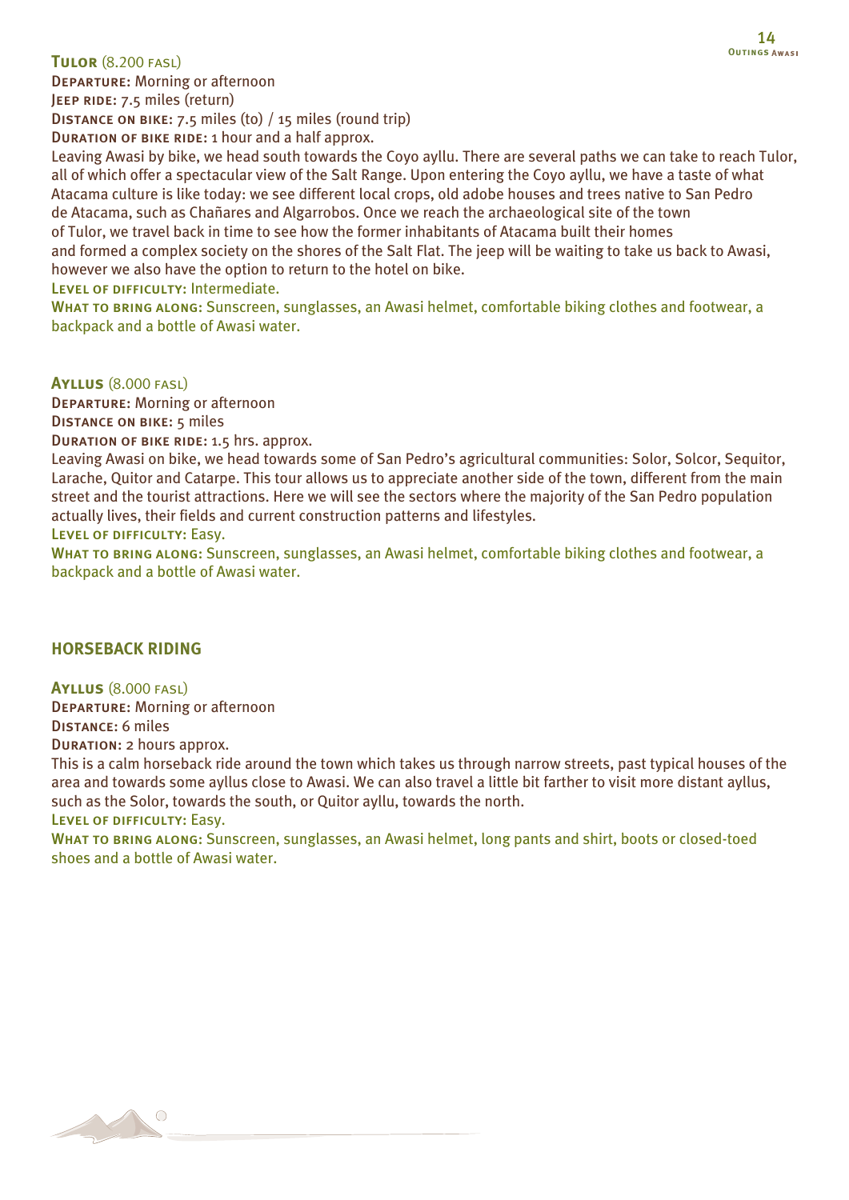### **Tulor** (8.200 fasl)

**Departure:** Morning or afternoon
**Jeep ride:** 7.5 miles (return)
**Distance on bike:** 7.5 miles (to) / 15 miles (round trip)
**Duration of bike ride:** 1 hour and a half approx.

Leaving Awasi by bike, we head south towards the Coyo ayllu. There are several paths we can take to reach Tulor, all of which offer a spectacular view of the Salt Range. Upon entering the Coyo ayllu, we have a taste of what Atacama culture is like today: we see different local crops, old adobe houses and trees native to San Pedro de Atacama, such as Chañares and Algarrobos. Once we reach the archaeological site of the town of Tulor, we travel back in time to see how the former inhabitants of Atacama built their homes and formed a complex society on the shores of the Salt Flat. The jeep will be waiting to take us back to Awasi, however we also have the option to return to the hotel on bike.

**Level of difficulty:** Intermediate.
**What to bring along:** Sunscreen, sunglasses, an Awasi helmet, comfortable biking clothes and footwear, a backpack and a bottle of Awasi water.

### **Ayllus** (8.000 fasl)

**Departure:** Morning or afternoon
**Distance on bike:** 5 miles
**Duration of bike ride:** 1.5 hrs. approx.

Leaving Awasi on bike, we head towards some of San Pedro's agricultural communities: Solor, Solcor, Sequitor, Larache, Quitor and Catarpe. This tour allows us to appreciate another side of the town, different from the main street and the tourist attractions. Here we will see the sectors where the majority of the San Pedro population actually lives, their fields and current construction patterns and lifestyles.

**Level of difficulty:** Easy.
**What to bring along:** Sunscreen, sunglasses, an Awasi helmet, comfortable biking clothes and footwear, a backpack and a bottle of Awasi water.

## HORSEBACK RIDING

### **Ayllus** (8.000 fasl)

**Departure:** Morning or afternoon
**Distance:** 6 miles
**Duration:** 2 hours approx.

This is a calm horseback ride around the town which takes us through narrow streets, past typical houses of the area and towards some ayllus close to Awasi. We can also travel a little bit farther to visit more distant ayllus, such as the Solor, towards the south, or Quitor ayllu, towards the north.

**Level of difficulty:** Easy.
**What to bring along:** Sunscreen, sunglasses, an Awasi helmet, long pants and shirt, boots or closed-toed shoes and a bottle of Awasi water.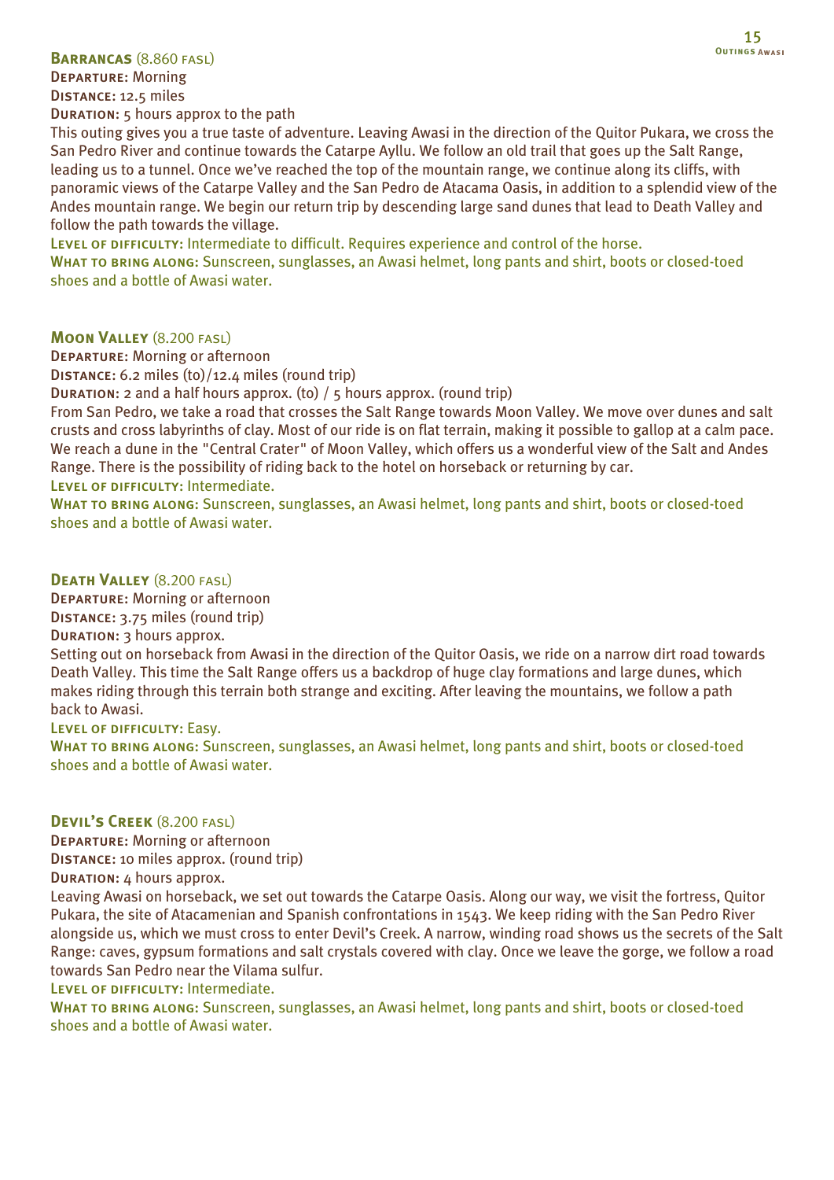## Barrancas (8.860 fasl)

**Departure:** Morning
**Distance:** 12.5 miles
**Duration:** 5 hours approx to the path

This outing gives you a true taste of adventure. Leaving Awasi in the direction of the Quitor Pukara, we cross the San Pedro River and continue towards the Catarpe Ayllu. We follow an old trail that goes up the Salt Range, leading us to a tunnel. Once we've reached the top of the mountain range, we continue along its cliffs, with panoramic views of the Catarpe Valley and the San Pedro de Atacama Oasis, in addition to a splendid view of the Andes mountain range. We begin our return trip by descending large sand dunes that lead to Death Valley and follow the path towards the village.

**Level of difficulty:** Intermediate to difficult. Requires experience and control of the horse.
**What to bring along:** Sunscreen, sunglasses, an Awasi helmet, long pants and shirt, boots or closed-toed shoes and a bottle of Awasi water.

## Moon Valley (8.200 fasl)

**Departure:** Morning or afternoon
**Distance:** 6.2 miles (to)/12.4 miles (round trip)
**Duration:** 2 and a half hours approx. (to) / 5 hours approx. (round trip)

From San Pedro, we take a road that crosses the Salt Range towards Moon Valley. We move over dunes and salt crusts and cross labyrinths of clay. Most of our ride is on flat terrain, making it possible to gallop at a calm pace. We reach a dune in the "Central Crater" of Moon Valley, which offers us a wonderful view of the Salt and Andes Range. There is the possibility of riding back to the hotel on horseback or returning by car.

**Level of difficulty:** Intermediate.
**What to bring along:** Sunscreen, sunglasses, an Awasi helmet, long pants and shirt, boots or closed-toed shoes and a bottle of Awasi water.

## Death Valley (8.200 fasl)

**Departure:** Morning or afternoon
**Distance:** 3.75 miles (round trip)
**Duration:** 3 hours approx.

Setting out on horseback from Awasi in the direction of the Quitor Oasis, we ride on a narrow dirt road towards Death Valley. This time the Salt Range offers us a backdrop of huge clay formations and large dunes, which makes riding through this terrain both strange and exciting. After leaving the mountains, we follow a path back to Awasi.

**Level of difficulty:** Easy.
**What to bring along:** Sunscreen, sunglasses, an Awasi helmet, long pants and shirt, boots or closed-toed shoes and a bottle of Awasi water.

## Devil's Creek (8.200 fasl)

**Departure:** Morning or afternoon
**Distance:** 10 miles approx. (round trip)
**Duration:** 4 hours approx.

Leaving Awasi on horseback, we set out towards the Catarpe Oasis. Along our way, we visit the fortress, Quitor Pukara, the site of Atacamenian and Spanish confrontations in 1543. We keep riding with the San Pedro River alongside us, which we must cross to enter Devil's Creek. A narrow, winding road shows us the secrets of the Salt Range: caves, gypsum formations and salt crystals covered with clay. Once we leave the gorge, we follow a road towards San Pedro near the Vilama sulfur.

**Level of difficulty:** Intermediate.
**What to bring along:** Sunscreen, sunglasses, an Awasi helmet, long pants and shirt, boots or closed-toed shoes and a bottle of Awasi water.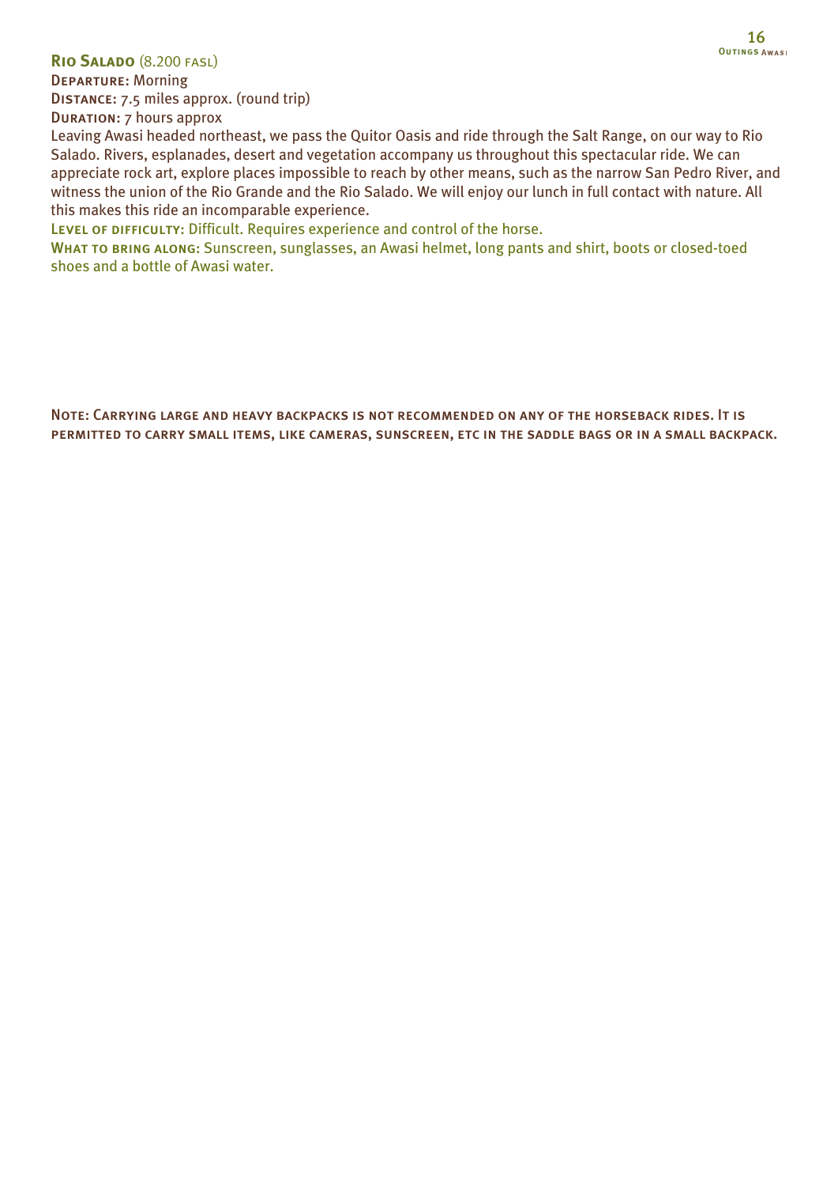**Rio Salado** (8.200 FASL)

**Departure:** Morning

**Distance:** 7.5 miles approx. (round trip)

**Duration:** 7 hours approx

Leaving Awasi headed northeast, we pass the Quitor Oasis and ride through the Salt Range, on our way to Rio Salado. Rivers, esplanades, desert and vegetation accompany us throughout this spectacular ride. We can appreciate rock art, explore places impossible to reach by other means, such as the narrow San Pedro River, and witness the union of the Rio Grande and the Rio Salado. We will enjoy our lunch in full contact with nature. All this makes this ride an incomparable experience.

**Level of difficulty:** Difficult. Requires experience and control of the horse.

**What to bring along:** Sunscreen, sunglasses, an Awasi helmet, long pants and shirt, boots or closed-toed shoes and a bottle of Awasi water.

**Note: Carrying large and heavy backpacks is not recommended on any of the horseback rides. It is permitted to carry small items, like cameras, sunscreen, etc in the saddle bags or in a small backpack.**